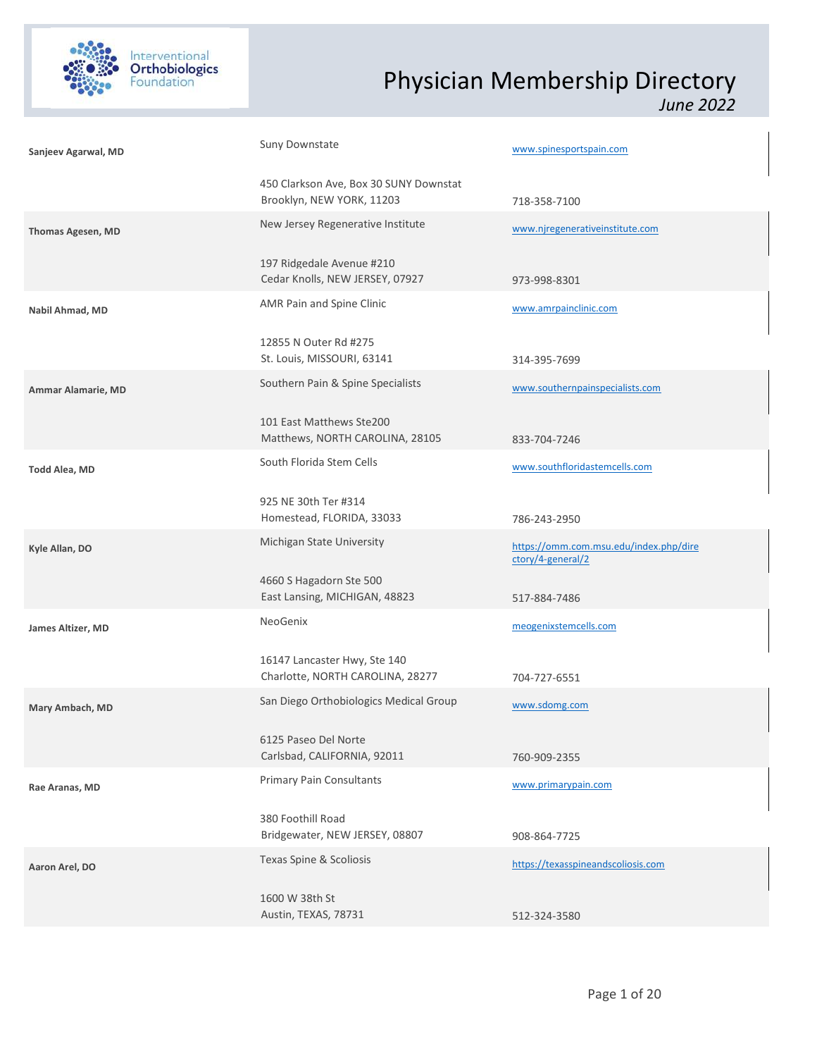# Physician Membership Directory

*June 2022*

Interventional Orthobiologics Foundation

| Name | Practice / Address | Website / Phone |
| --- | --- | --- |
| **Sanjeev Agarwal, MD** | Suny Downstate<br>450 Clarkson Ave, Box 30 SUNY Downstat<br>Brooklyn, NEW YORK, 11203 | www.spinesportspain.com<br>718-358-7100 |
| **Thomas Agesen, MD** | New Jersey Regenerative Institute<br>197 Ridgedale Avenue #210<br>Cedar Knolls, NEW JERSEY, 07927 | www.njregenerativeinstitute.com<br>973-998-8301 |
| **Nabil Ahmad, MD** | AMR Pain and Spine Clinic<br>12855 N Outer Rd #275<br>St. Louis, MISSOURI, 63141 | www.amrpainclinic.com<br>314-395-7699 |
| **Ammar Alamarie, MD** | Southern Pain & Spine Specialists<br>101 East Matthews Ste200<br>Matthews, NORTH CAROLINA, 28105 | www.southernpainspecialists.com<br>833-704-7246 |
| **Todd Alea, MD** | South Florida Stem Cells<br>925 NE 30th Ter #314<br>Homestead, FLORIDA, 33033 | www.southfloridastemcells.com<br>786-243-2950 |
| **Kyle Allan, DO** | Michigan State University<br>4660 S Hagadorn Ste 500<br>East Lansing, MICHIGAN, 48823 | https://omm.com.msu.edu/index.php/directory/4-general/2<br>517-884-7486 |
| **James Altizer, MD** | NeoGenix<br>16147 Lancaster Hwy, Ste 140<br>Charlotte, NORTH CAROLINA, 28277 | meogenixstemcells.com<br>704-727-6551 |
| **Mary Ambach, MD** | San Diego Orthobiologics Medical Group<br>6125 Paseo Del Norte<br>Carlsbad, CALIFORNIA, 92011 | www.sdomg.com<br>760-909-2355 |
| **Rae Aranas, MD** | Primary Pain Consultants<br>380 Foothill Road<br>Bridgewater, NEW JERSEY, 08807 | www.primarypain.com<br>908-864-7725 |
| **Aaron Arel, DO** | Texas Spine & Scoliosis<br>1600 W 38th St<br>Austin, TEXAS, 78731 | https://texasspineandscoliosis.com<br>512-324-3580 |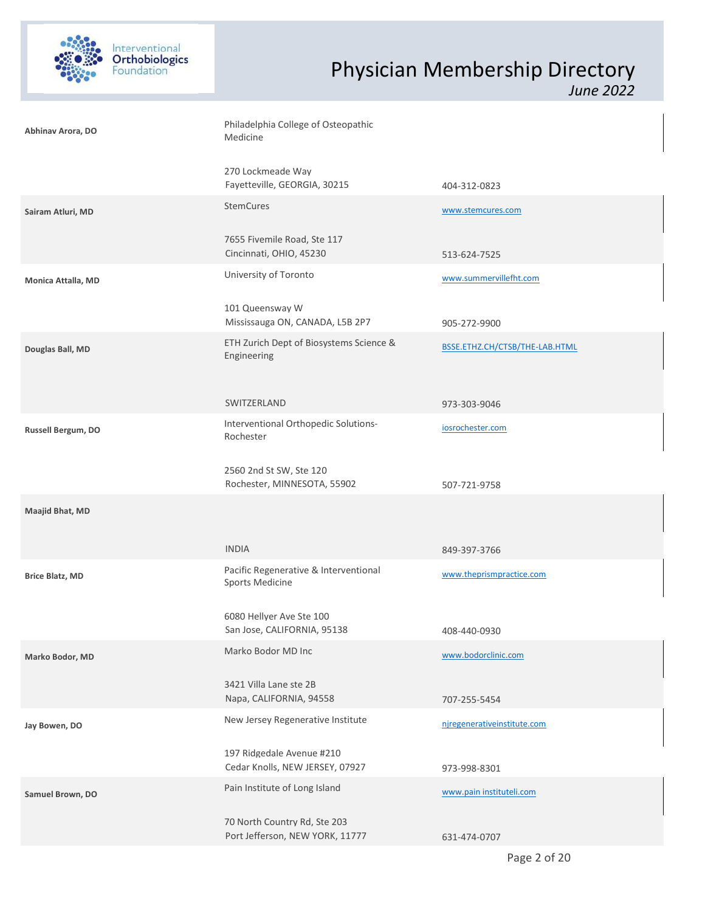| Name | Organization / Address | Website / Phone |
|---|---|---|
| **Abhinav Arora, DO** | Philadelphia College of Osteopathic Medicine | |
| | 270 Lockmeade Way<br>Fayetteville, GEORGIA, 30215 | 404-312-0823 |
| **Sairam Atluri, MD** | StemCures | www.stemcures.com |
| | 7655 Fivemile Road, Ste 117<br>Cincinnati, OHIO, 45230 | 513-624-7525 |
| **Monica Attalla, MD** | University of Toronto | www.summervillefht.com |
| | 101 Queensway W<br>Mississauga ON, CANADA, L5B 2P7 | 905-272-9900 |
| **Douglas Ball, MD** | ETH Zurich Dept of Biosystems Science & Engineering | BSSE.ETHZ.CH/CTSB/THE-LAB.HTML |
| | SWITZERLAND | 973-303-9046 |
| **Russell Bergum, DO** | Interventional Orthopedic Solutions-Rochester | iosrochester.com |
| | 2560 2nd St SW, Ste 120<br>Rochester, MINNESOTA, 55902 | 507-721-9758 |
| **Maajid Bhat, MD** | | |
| | INDIA | 849-397-3766 |
| **Brice Blatz, MD** | Pacific Regenerative & Interventional Sports Medicine | www.theprismpractice.com |
| | 6080 Hellyer Ave Ste 100<br>San Jose, CALIFORNIA, 95138 | 408-440-0930 |
| **Marko Bodor, MD** | Marko Bodor MD Inc | www.bodorclinic.com |
| | 3421 Villa Lane ste 2B<br>Napa, CALIFORNIA, 94558 | 707-255-5454 |
| **Jay Bowen, DO** | New Jersey Regenerative Institute | njregenerativeinstitute.com |
| | 197 Ridgedale Avenue #210<br>Cedar Knolls, NEW JERSEY, 07927 | 973-998-8301 |
| **Samuel Brown, DO** | Pain Institute of Long Island | www.pain instituteli.com |
| | 70 North Country Rd, Ste 203<br>Port Jefferson, NEW YORK, 11777 | 631-474-0707 |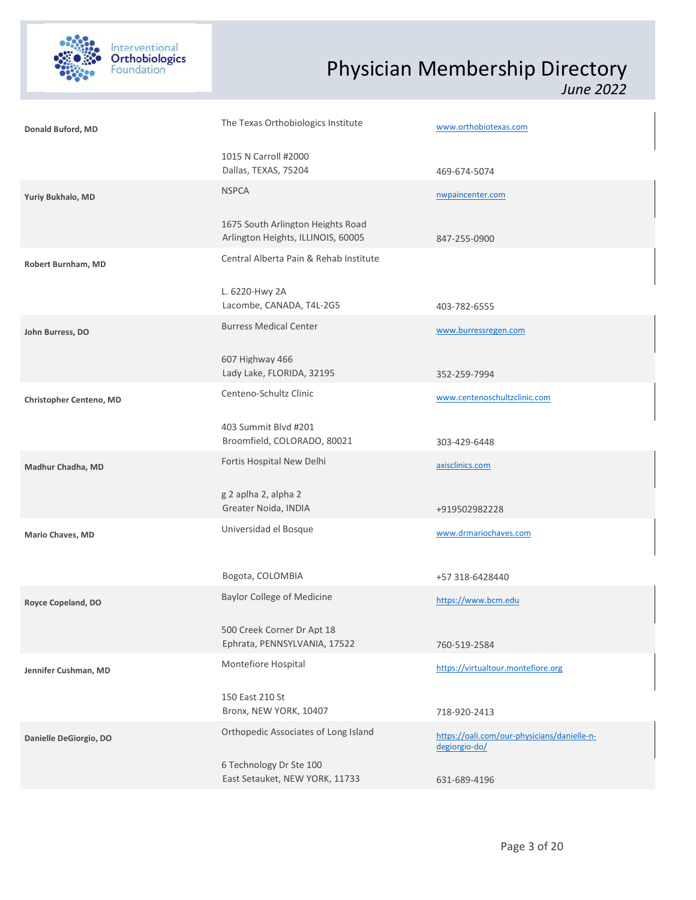| Name | Organization / Address | Website / Phone |
|---|---|---|
| **Donald Buford, MD** | The Texas Orthobiologics Institute<br>1015 N Carroll #2000<br>Dallas, TEXAS, 75204 | www.orthobiotexas.com<br>469-674-5074 |
| **Yuriy Bukhalo, MD** | NSPCA<br>1675 South Arlington Heights Road<br>Arlington Heights, ILLINOIS, 60005 | nwpaincenter.com<br>847-255-0900 |
| **Robert Burnham, MD** | Central Alberta Pain & Rehab Institute<br>L. 6220-Hwy 2A<br>Lacombe, CANADA, T4L-2G5 | 403-782-6555 |
| **John Burress, DO** | Burress Medical Center<br>607 Highway 466<br>Lady Lake, FLORIDA, 32195 | www.burressregen.com<br>352-259-7994 |
| **Christopher Centeno, MD** | Centeno-Schultz Clinic<br>403 Summit Blvd #201<br>Broomfield, COLORADO, 80021 | www.centenoschultzclinic.com<br>303-429-6448 |
| **Madhur Chadha, MD** | Fortis Hospital New Delhi<br>g 2 aplha 2, alpha 2<br>Greater Noida, INDIA | axisclinics.com<br>+919502982228 |
| **Mario Chaves, MD** | Universidad el Bosque<br>Bogota, COLOMBIA | www.drmariochaves.com<br>+57 318-6428440 |
| **Royce Copeland, DO** | Baylor College of Medicine<br>500 Creek Corner Dr Apt 18<br>Ephrata, PENNSYLVANIA, 17522 | https://www.bcm.edu<br>760-519-2584 |
| **Jennifer Cushman, MD** | Montefiore Hospital<br>150 East 210 St<br>Bronx, NEW YORK, 10407 | https://virtualtour.montefiore.org<br>718-920-2413 |
| **Danielle DeGiorgio, DO** | Orthopedic Associates of Long Island<br>6 Technology Dr Ste 100<br>East Setauket, NEW YORK, 11733 | https://oali.com/our-physicians/danielle-n-degiorgio-do/<br>631-689-4196 |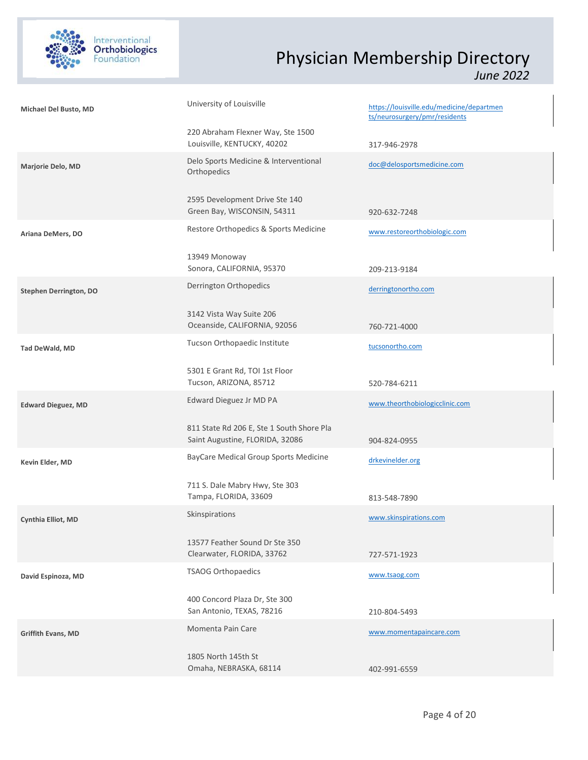# Physician Membership Directory

*June 2022*

| Name | Practice / Address | Website / Phone |
| --- | --- | --- |
| **Michael Del Busto, MD** | University of Louisville<br>220 Abraham Flexner Way, Ste 1500<br>Louisville, KENTUCKY, 40202 | https://louisville.edu/medicine/departments/neurosurgery/pmr/residents<br>317-946-2978 |
| **Marjorie Delo, MD** | Delo Sports Medicine & Interventional Orthopedics<br>2595 Development Drive Ste 140<br>Green Bay, WISCONSIN, 54311 | doc@delosportsmedicine.com<br>920-632-7248 |
| **Ariana DeMers, DO** | Restore Orthopedics & Sports Medicine<br>13949 Monoway<br>Sonora, CALIFORNIA, 95370 | www.restoreorthobiologic.com<br>209-213-9184 |
| **Stephen Derrington, DO** | Derrington Orthopedics<br>3142 Vista Way Suite 206<br>Oceanside, CALIFORNIA, 92056 | derringtonortho.com<br>760-721-4000 |
| **Tad DeWald, MD** | Tucson Orthopaedic Institute<br>5301 E Grant Rd, TOI 1st Floor<br>Tucson, ARIZONA, 85712 | tucsonortho.com<br>520-784-6211 |
| **Edward Dieguez, MD** | Edward Dieguez Jr MD PA<br>811 State Rd 206 E, Ste 1 South Shore Pla<br>Saint Augustine, FLORIDA, 32086 | www.theorthobiologicclinic.com<br>904-824-0955 |
| **Kevin Elder, MD** | BayCare Medical Group Sports Medicine<br>711 S. Dale Mabry Hwy, Ste 303<br>Tampa, FLORIDA, 33609 | drkevinelder.org<br>813-548-7890 |
| **Cynthia Elliot, MD** | Skinspirations<br>13577 Feather Sound Dr Ste 350<br>Clearwater, FLORIDA, 33762 | www.skinspirations.com<br>727-571-1923 |
| **David Espinoza, MD** | TSAOG Orthopaedics<br>400 Concord Plaza Dr, Ste 300<br>San Antonio, TEXAS, 78216 | www.tsaog.com<br>210-804-5493 |
| **Griffith Evans, MD** | Momenta Pain Care<br>1805 North 145th St<br>Omaha, NEBRASKA, 68114 | www.momentapaincare.com<br>402-991-6559 |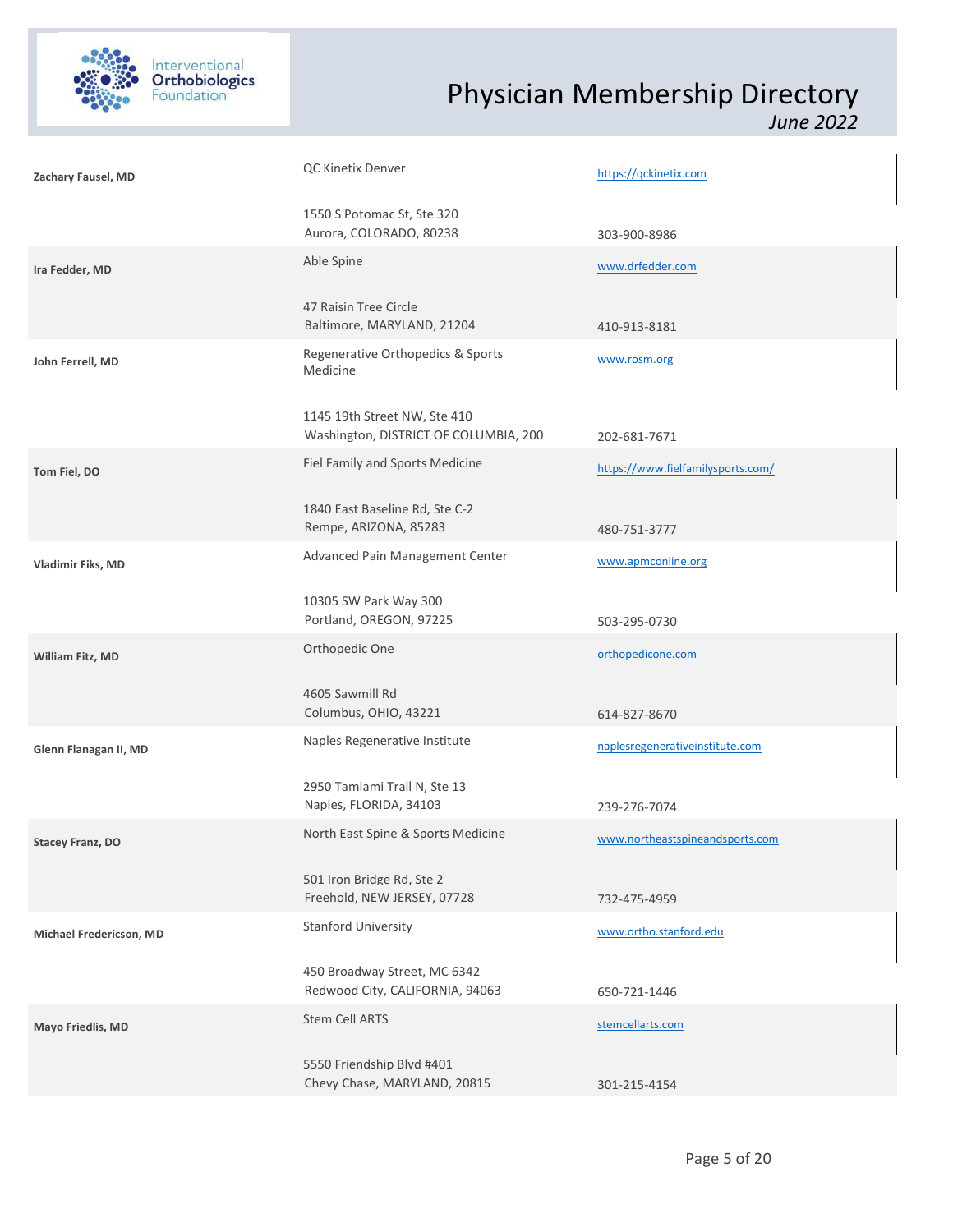# Physician Membership Directory

*June 2022*

| Name | Practice / Address | Website / Phone |
|---|---|---|
| **Zachary Fausel, MD** | QC Kinetix Denver<br>1550 S Potomac St, Ste 320<br>Aurora, COLORADO, 80238 | https://qckinetix.com<br>303-900-8986 |
| **Ira Fedder, MD** | Able Spine<br>47 Raisin Tree Circle<br>Baltimore, MARYLAND, 21204 | www.drfedder.com<br>410-913-8181 |
| **John Ferrell, MD** | Regenerative Orthopedics & Sports Medicine<br>1145 19th Street NW, Ste 410<br>Washington, DISTRICT OF COLUMBIA, 200 | www.rosm.org<br>202-681-7671 |
| **Tom Fiel, DO** | Fiel Family and Sports Medicine<br>1840 East Baseline Rd, Ste C-2<br>Rempe, ARIZONA, 85283 | https://www.fielfamilysports.com/<br>480-751-3777 |
| **Vladimir Fiks, MD** | Advanced Pain Management Center<br>10305 SW Park Way 300<br>Portland, OREGON, 97225 | www.apmconline.org<br>503-295-0730 |
| **William Fitz, MD** | Orthopedic One<br>4605 Sawmill Rd<br>Columbus, OHIO, 43221 | orthopedicone.com<br>614-827-8670 |
| **Glenn Flanagan II, MD** | Naples Regenerative Institute<br>2950 Tamiami Trail N, Ste 13<br>Naples, FLORIDA, 34103 | naplesregenerativeinstitute.com<br>239-276-7074 |
| **Stacey Franz, DO** | North East Spine & Sports Medicine<br>501 Iron Bridge Rd, Ste 2<br>Freehold, NEW JERSEY, 07728 | www.northeastspineandsports.com<br>732-475-4959 |
| **Michael Fredericson, MD** | Stanford University<br>450 Broadway Street, MC 6342<br>Redwood City, CALIFORNIA, 94063 | www.ortho.stanford.edu<br>650-721-1446 |
| **Mayo Friedlis, MD** | Stem Cell ARTS<br>5550 Friendship Blvd #401<br>Chevy Chase, MARYLAND, 20815 | stemcellarts.com<br>301-215-4154 |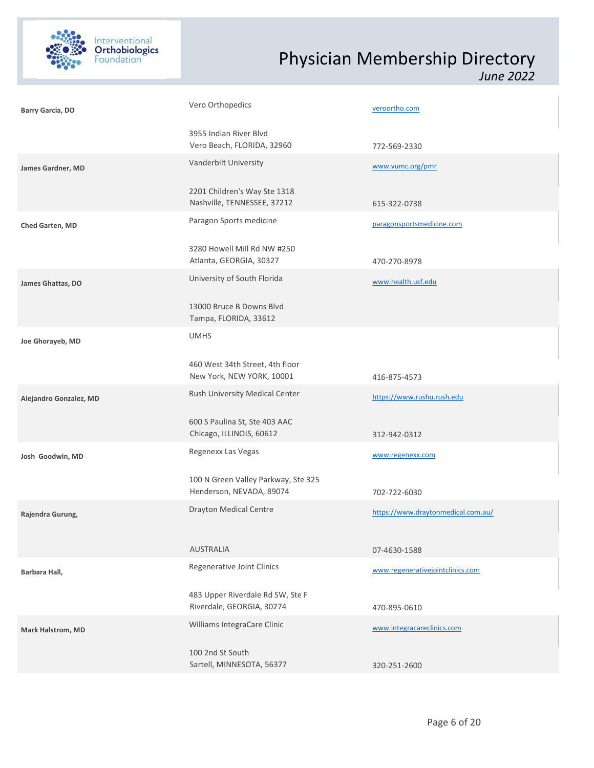| Name | Practice / Address | Website / Phone |
|---|---|---|
| **Barry Garcia, DO** | Vero Orthopedics<br>3955 Indian River Blvd<br>Vero Beach, FLORIDA, 32960 | veroortho.com<br>772-569-2330 |
| **James Gardner, MD** | Vanderbilt University<br>2201 Children's Way Ste 1318<br>Nashville, TENNESSEE, 37212 | www.vumc.org/pmr<br>615-322-0738 |
| **Ched Garten, MD** | Paragon Sports medicine<br>3280 Howell Mill Rd NW #250<br>Atlanta, GEORGIA, 30327 | paragonsportsmedicine.com<br>470-270-8978 |
| **James Ghattas, DO** | University of South Florida<br>13000 Bruce B Downs Blvd<br>Tampa, FLORIDA, 33612 | www.health.usf.edu |
| **Joe Ghorayeb, MD** | UMHS<br>460 West 34th Street, 4th floor<br>New York, NEW YORK, 10001 | 416-875-4573 |
| **Alejandro Gonzalez, MD** | Rush University Medical Center<br>600 S Paulina St, Ste 403 AAC<br>Chicago, ILLINOIS, 60612 | https://www.rushu.rush.edu<br>312-942-0312 |
| **Josh Goodwin, MD** | Regenexx Las Vegas<br>100 N Green Valley Parkway, Ste 325<br>Henderson, NEVADA, 89074 | www.regenexx.com<br>702-722-6030 |
| **Rajendra Gurung,** | Drayton Medical Centre<br>AUSTRALIA | https://www.draytonmedical.com.au/<br>07-4630-1588 |
| **Barbara Hall,** | Regenerative Joint Clinics<br>483 Upper Riverdale Rd SW, Ste F<br>Riverdale, GEORGIA, 30274 | www.regenerativejointclinics.com<br>470-895-0610 |
| **Mark Halstrom, MD** | Williams IntegraCare Clinic<br>100 2nd St South<br>Sartell, MINNESOTA, 56377 | www.integracareclinics.com<br>320-251-2600 |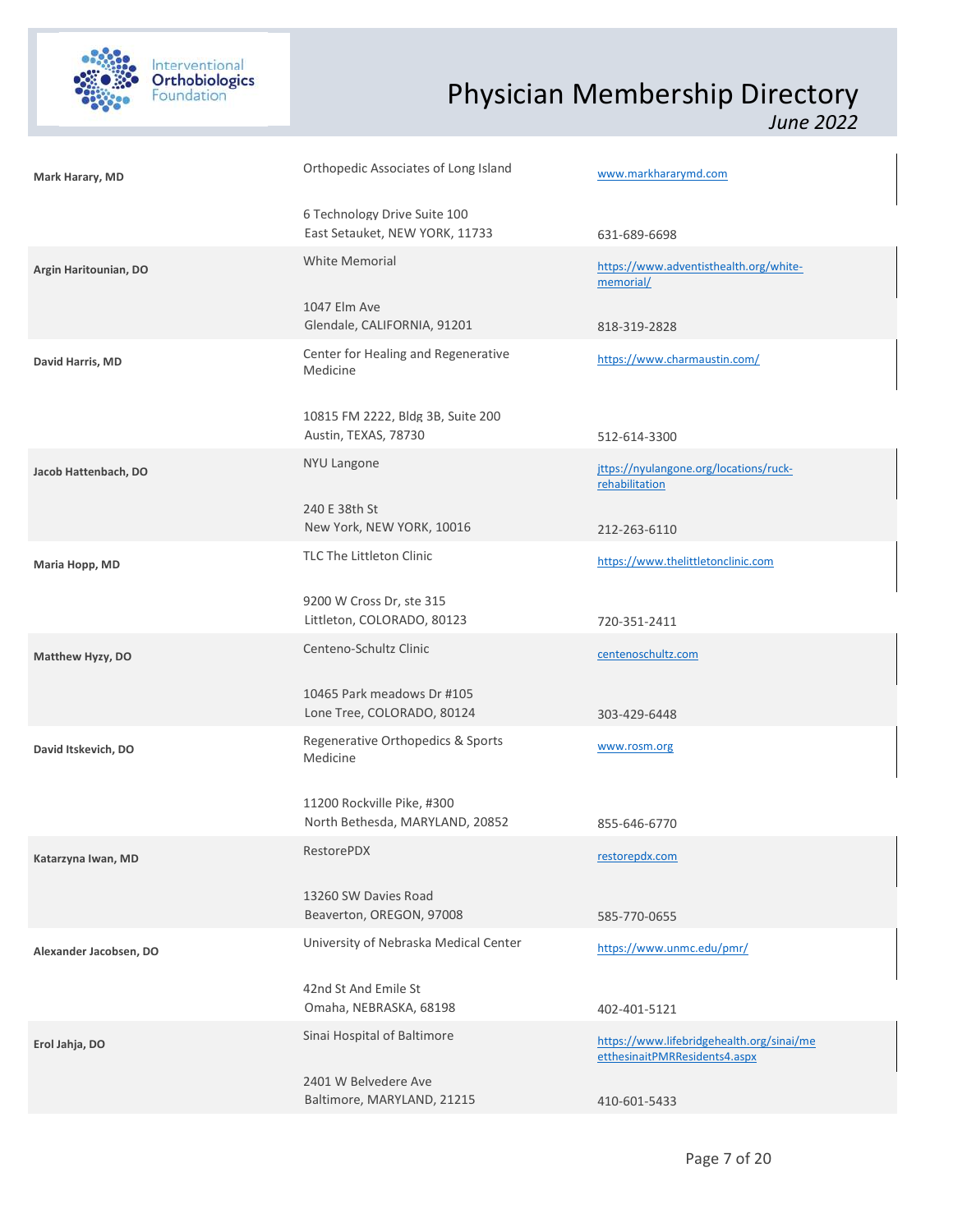| Name | Practice / Address | Website / Phone |
| --- | --- | --- |
| **Mark Harary, MD** | Orthopedic Associates of Long Island<br>6 Technology Drive Suite 100<br>East Setauket, NEW YORK, 11733 | www.markhararymd.com<br>631-689-6698 |
| **Argin Haritounian, DO** | White Memorial<br>1047 Elm Ave<br>Glendale, CALIFORNIA, 91201 | https://www.adventisthealth.org/white-memorial/<br>818-319-2828 |
| **David Harris, MD** | Center for Healing and Regenerative Medicine<br>10815 FM 2222, Bldg 3B, Suite 200<br>Austin, TEXAS, 78730 | https://www.charmaustin.com/<br>512-614-3300 |
| **Jacob Hattenbach, DO** | NYU Langone<br>240 E 38th St<br>New York, NEW YORK, 10016 | jttps://nyulangone.org/locations/ruck-rehabilitation<br>212-263-6110 |
| **Maria Hopp, MD** | TLC The Littleton Clinic<br>9200 W Cross Dr, ste 315<br>Littleton, COLORADO, 80123 | https://www.thelittletonclinic.com<br>720-351-2411 |
| **Matthew Hyzy, DO** | Centeno-Schultz Clinic<br>10465 Park meadows Dr #105<br>Lone Tree, COLORADO, 80124 | centenoschultz.com<br>303-429-6448 |
| **David Itskevich, DO** | Regenerative Orthopedics & Sports Medicine<br>11200 Rockville Pike, #300<br>North Bethesda, MARYLAND, 20852 | www.rosm.org<br>855-646-6770 |
| **Katarzyna Iwan, MD** | RestorePDX<br>13260 SW Davies Road<br>Beaverton, OREGON, 97008 | restorepdx.com<br>585-770-0655 |
| **Alexander Jacobsen, DO** | University of Nebraska Medical Center<br>42nd St And Emile St<br>Omaha, NEBRASKA, 68198 | https://www.unmc.edu/pmr/<br>402-401-5121 |
| **Erol Jahja, DO** | Sinai Hospital of Baltimore<br>2401 W Belvedere Ave<br>Baltimore, MARYLAND, 21215 | https://www.lifebridgehealth.org/sinai/meetthesinaitPMRResidents4.aspx<br>410-601-5433 |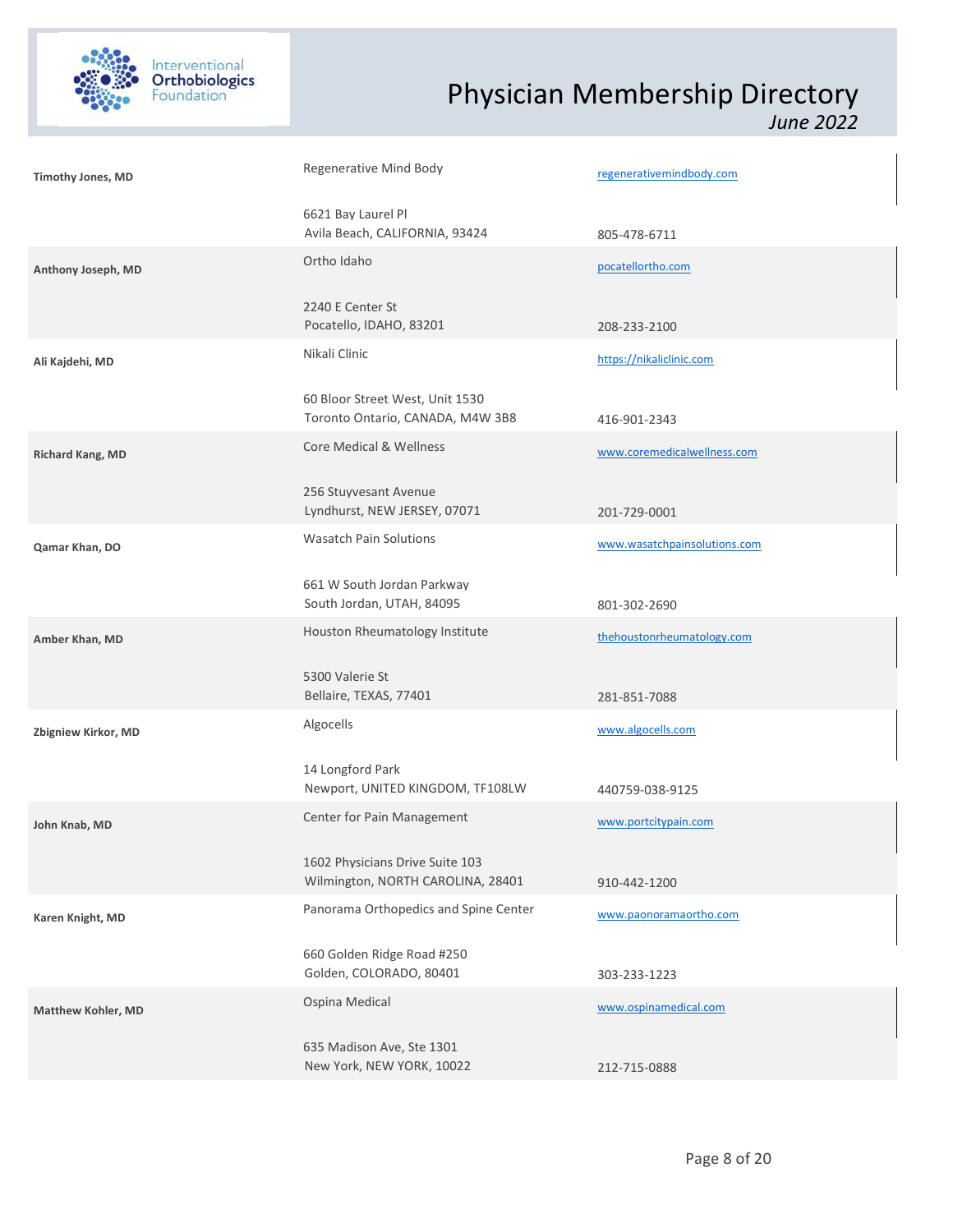| Name | Practice / Address | Website / Phone |
|---|---|---|
| **Timothy Jones, MD** | Regenerative Mind Body<br>6621 Bay Laurel Pl<br>Avila Beach, CALIFORNIA, 93424 | regenerativemindbody.com<br>805-478-6711 |
| **Anthony Joseph, MD** | Ortho Idaho<br>2240 E Center St<br>Pocatello, IDAHO, 83201 | pocatellortho.com<br>208-233-2100 |
| **Ali Kajdehi, MD** | Nikali Clinic<br>60 Bloor Street West, Unit 1530<br>Toronto Ontario, CANADA, M4W 3B8 | https://nikaliclinic.com<br>416-901-2343 |
| **Richard Kang, MD** | Core Medical & Wellness<br>256 Stuyvesant Avenue<br>Lyndhurst, NEW JERSEY, 07071 | www.coremedicalwellness.com<br>201-729-0001 |
| **Qamar Khan, DO** | Wasatch Pain Solutions<br>661 W South Jordan Parkway<br>South Jordan, UTAH, 84095 | www.wasatchpainsolutions.com<br>801-302-2690 |
| **Amber Khan, MD** | Houston Rheumatology Institute<br>5300 Valerie St<br>Bellaire, TEXAS, 77401 | thehoustonrheumatology.com<br>281-851-7088 |
| **Zbigniew Kirkor, MD** | Algocells<br>14 Longford Park<br>Newport, UNITED KINGDOM, TF108LW | www.algocells.com<br>440759-038-9125 |
| **John Knab, MD** | Center for Pain Management<br>1602 Physicians Drive Suite 103<br>Wilmington, NORTH CAROLINA, 28401 | www.portcitypain.com<br>910-442-1200 |
| **Karen Knight, MD** | Panorama Orthopedics and Spine Center<br>660 Golden Ridge Road #250<br>Golden, COLORADO, 80401 | www.paonoramaortho.com<br>303-233-1223 |
| **Matthew Kohler, MD** | Ospina Medical<br>635 Madison Ave, Ste 1301<br>New York, NEW YORK, 10022 | www.ospinamedical.com<br>212-715-0888 |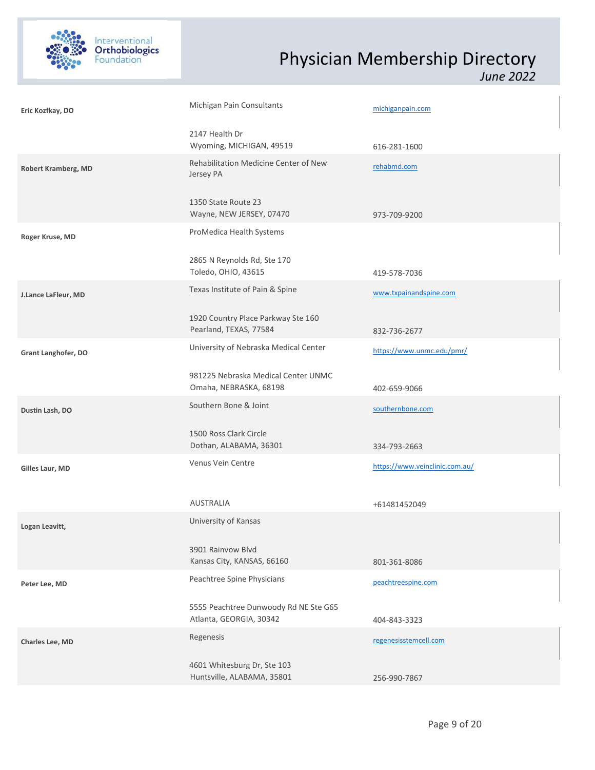| Name | Practice / Address | Website / Phone |
| --- | --- | --- |
| **Eric Kozfkay, DO** | Michigan Pain Consultants<br>2147 Health Dr<br>Wyoming, MICHIGAN, 49519 | michiganpain.com<br>616-281-1600 |
| **Robert Kramberg, MD** | Rehabilitation Medicine Center of New Jersey PA<br>1350 State Route 23<br>Wayne, NEW JERSEY, 07470 | rehabmd.com<br>973-709-9200 |
| **Roger Kruse, MD** | ProMedica Health Systems<br>2865 N Reynolds Rd, Ste 170<br>Toledo, OHIO, 43615 | 419-578-7036 |
| **J.Lance LaFleur, MD** | Texas Institute of Pain & Spine<br>1920 Country Place Parkway Ste 160<br>Pearland, TEXAS, 77584 | www.txpainandspine.com<br>832-736-2677 |
| **Grant Langhofer, DO** | University of Nebraska Medical Center<br>981225 Nebraska Medical Center UNMC<br>Omaha, NEBRASKA, 68198 | https://www.unmc.edu/pmr/<br>402-659-9066 |
| **Dustin Lash, DO** | Southern Bone & Joint<br>1500 Ross Clark Circle<br>Dothan, ALABAMA, 36301 | southernbone.com<br>334-793-2663 |
| **Gilles Laur, MD** | Venus Vein Centre<br>AUSTRALIA | https://www.veinclinic.com.au/<br>+61481452049 |
| **Logan Leavitt,** | University of Kansas<br>3901 Rainvow Blvd<br>Kansas City, KANSAS, 66160 | 801-361-8086 |
| **Peter Lee, MD** | Peachtree Spine Physicians<br>5555 Peachtree Dunwoody Rd NE Ste G65<br>Atlanta, GEORGIA, 30342 | peachtreespine.com<br>404-843-3323 |
| **Charles Lee, MD** | Regenesis<br>4601 Whitesburg Dr, Ste 103<br>Huntsville, ALABAMA, 35801 | regenesisstemcell.com<br>256-990-7867 |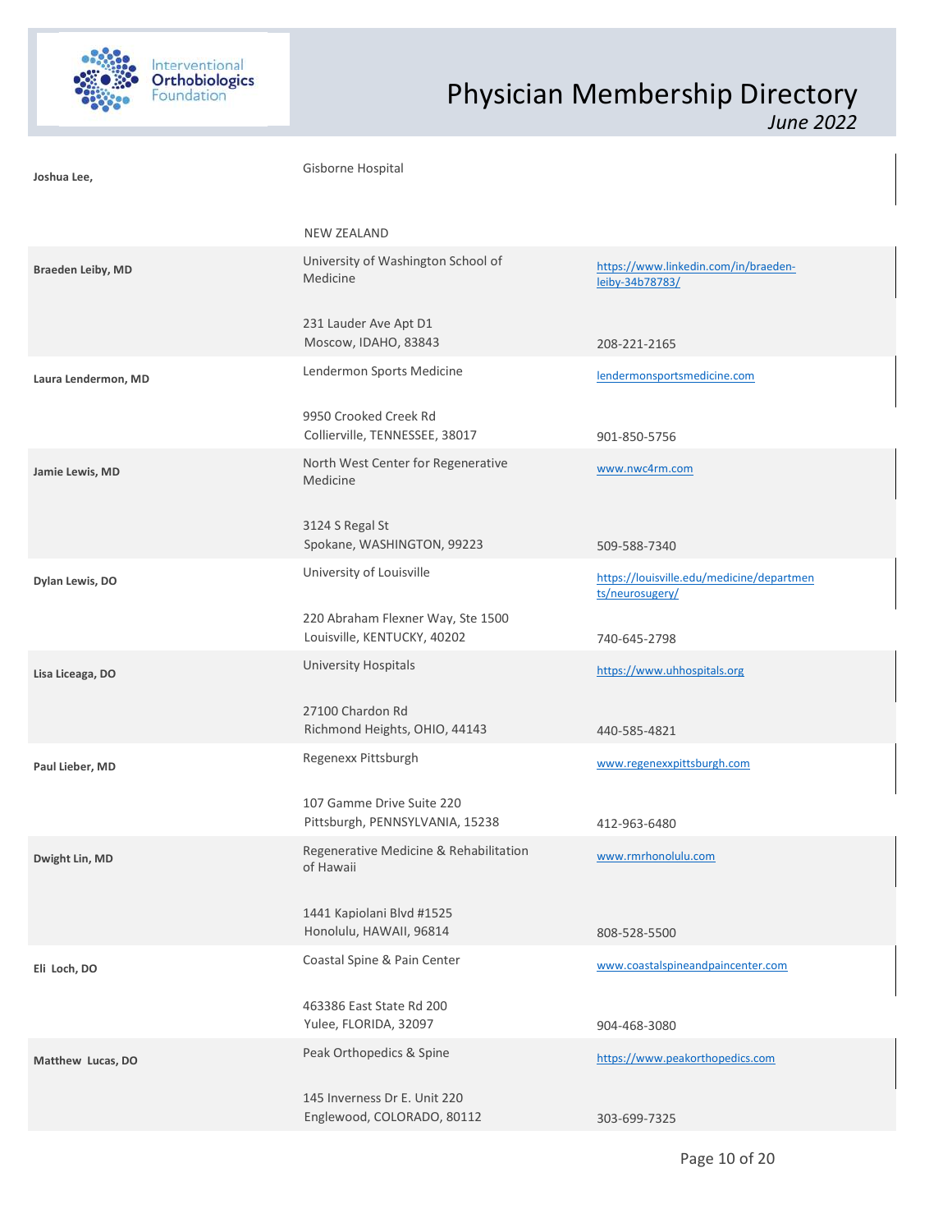| Name | Organization / Address | Website / Phone |
|---|---|---|
| **Joshua Lee,** | Gisborne Hospital<br><br>NEW ZEALAND | |
| **Braeden Leiby, MD** | University of Washington School of Medicine<br><br>231 Lauder Ave Apt D1<br>Moscow, IDAHO, 83843 | https://www.linkedin.com/in/braeden-leiby-34b78783/<br><br>208-221-2165 |
| **Laura Lendermon, MD** | Lendermon Sports Medicine<br><br>9950 Crooked Creek Rd<br>Collierville, TENNESSEE, 38017 | lendermonsportsmedicine.com<br><br>901-850-5756 |
| **Jamie Lewis, MD** | North West Center for Regenerative Medicine<br><br>3124 S Regal St<br>Spokane, WASHINGTON, 99223 | www.nwc4rm.com<br><br>509-588-7340 |
| **Dylan Lewis, DO** | University of Louisville<br><br>220 Abraham Flexner Way, Ste 1500<br>Louisville, KENTUCKY, 40202 | https://louisville.edu/medicine/departments/neurosugery/<br><br>740-645-2798 |
| **Lisa Liceaga, DO** | University Hospitals<br><br>27100 Chardon Rd<br>Richmond Heights, OHIO, 44143 | https://www.uhhospitals.org<br><br>440-585-4821 |
| **Paul Lieber, MD** | Regenexx Pittsburgh<br><br>107 Gamme Drive Suite 220<br>Pittsburgh, PENNSYLVANIA, 15238 | www.regenexxpittsburgh.com<br><br>412-963-6480 |
| **Dwight Lin, MD** | Regenerative Medicine & Rehabilitation of Hawaii<br><br>1441 Kapiolani Blvd #1525<br>Honolulu, HAWAII, 96814 | www.rmrhonolulu.com<br><br>808-528-5500 |
| **Eli Loch, DO** | Coastal Spine & Pain Center<br><br>463386 East State Rd 200<br>Yulee, FLORIDA, 32097 | www.coastalspineandpaincenter.com<br><br>904-468-3080 |
| **Matthew Lucas, DO** | Peak Orthopedics & Spine<br><br>145 Inverness Dr E. Unit 220<br>Englewood, COLORADO, 80112 | https://www.peakorthopedics.com<br><br>303-699-7325 |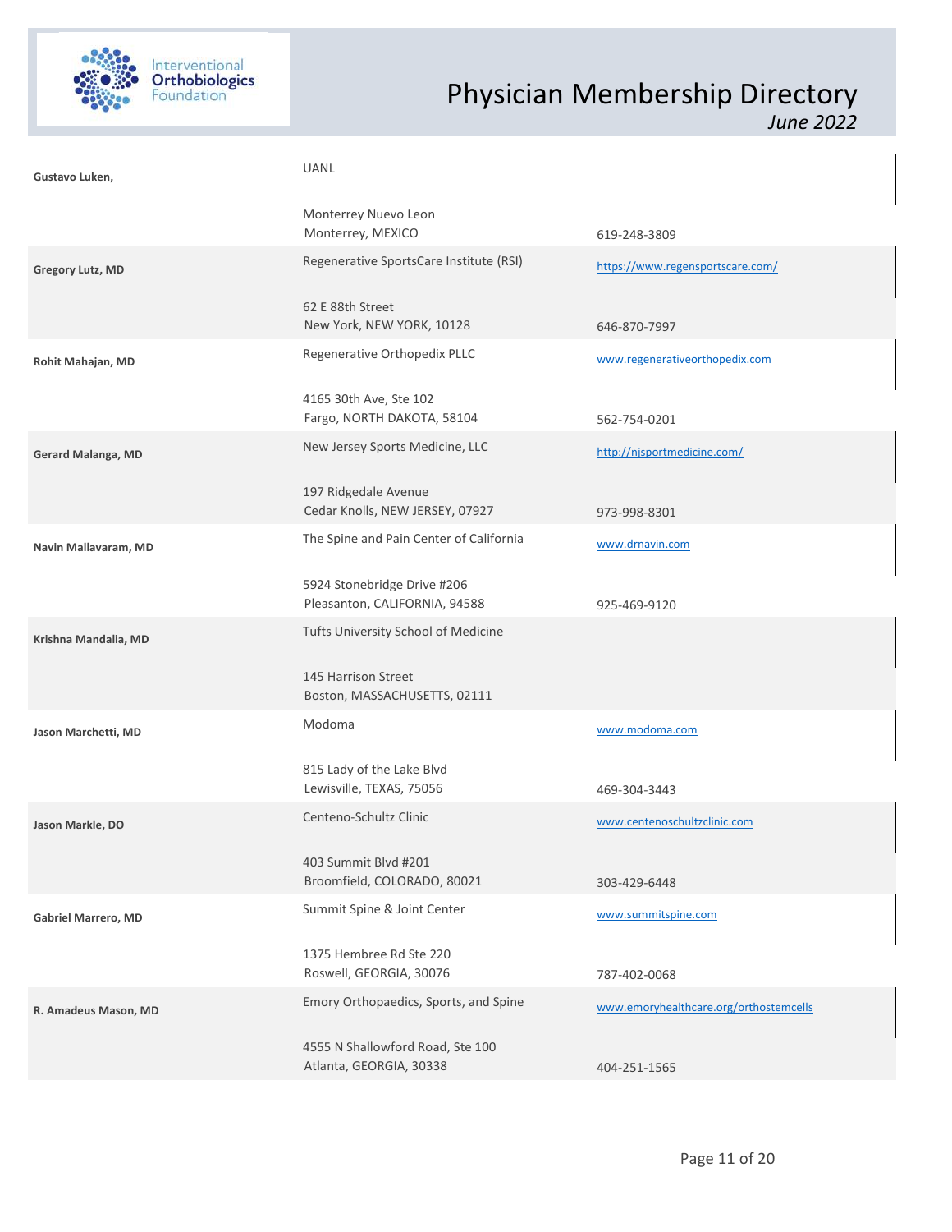| Name | Practice / Address | Website / Phone |
|---|---|---|
| **Gustavo Luken,** | UANL<br>Monterrey Nuevo Leon<br>Monterrey, MEXICO | 619-248-3809 |
| **Gregory Lutz, MD** | Regenerative SportsCare Institute (RSI)<br>62 E 88th Street<br>New York, NEW YORK, 10128 | https://www.regensportscare.com/<br>646-870-7997 |
| **Rohit Mahajan, MD** | Regenerative Orthopedix PLLC<br>4165 30th Ave, Ste 102<br>Fargo, NORTH DAKOTA, 58104 | www.regenerativeorthopedix.com<br>562-754-0201 |
| **Gerard Malanga, MD** | New Jersey Sports Medicine, LLC<br>197 Ridgedale Avenue<br>Cedar Knolls, NEW JERSEY, 07927 | http://njsportmedicine.com/<br>973-998-8301 |
| **Navin Mallavaram, MD** | The Spine and Pain Center of California<br>5924 Stonebridge Drive #206<br>Pleasanton, CALIFORNIA, 94588 | www.drnavin.com<br>925-469-9120 |
| **Krishna Mandalia, MD** | Tufts University School of Medicine<br>145 Harrison Street<br>Boston, MASSACHUSETTS, 02111 | |
| **Jason Marchetti, MD** | Modoma<br>815 Lady of the Lake Blvd<br>Lewisville, TEXAS, 75056 | www.modoma.com<br>469-304-3443 |
| **Jason Markle, DO** | Centeno-Schultz Clinic<br>403 Summit Blvd #201<br>Broomfield, COLORADO, 80021 | www.centenoschultzclinic.com<br>303-429-6448 |
| **Gabriel Marrero, MD** | Summit Spine & Joint Center<br>1375 Hembree Rd Ste 220<br>Roswell, GEORGIA, 30076 | www.summitspine.com<br>787-402-0068 |
| **R. Amadeus Mason, MD** | Emory Orthopaedics, Sports, and Spine<br>4555 N Shallowford Road, Ste 100<br>Atlanta, GEORGIA, 30338 | www.emoryhealthcare.org/orthostemcells<br>404-251-1565 |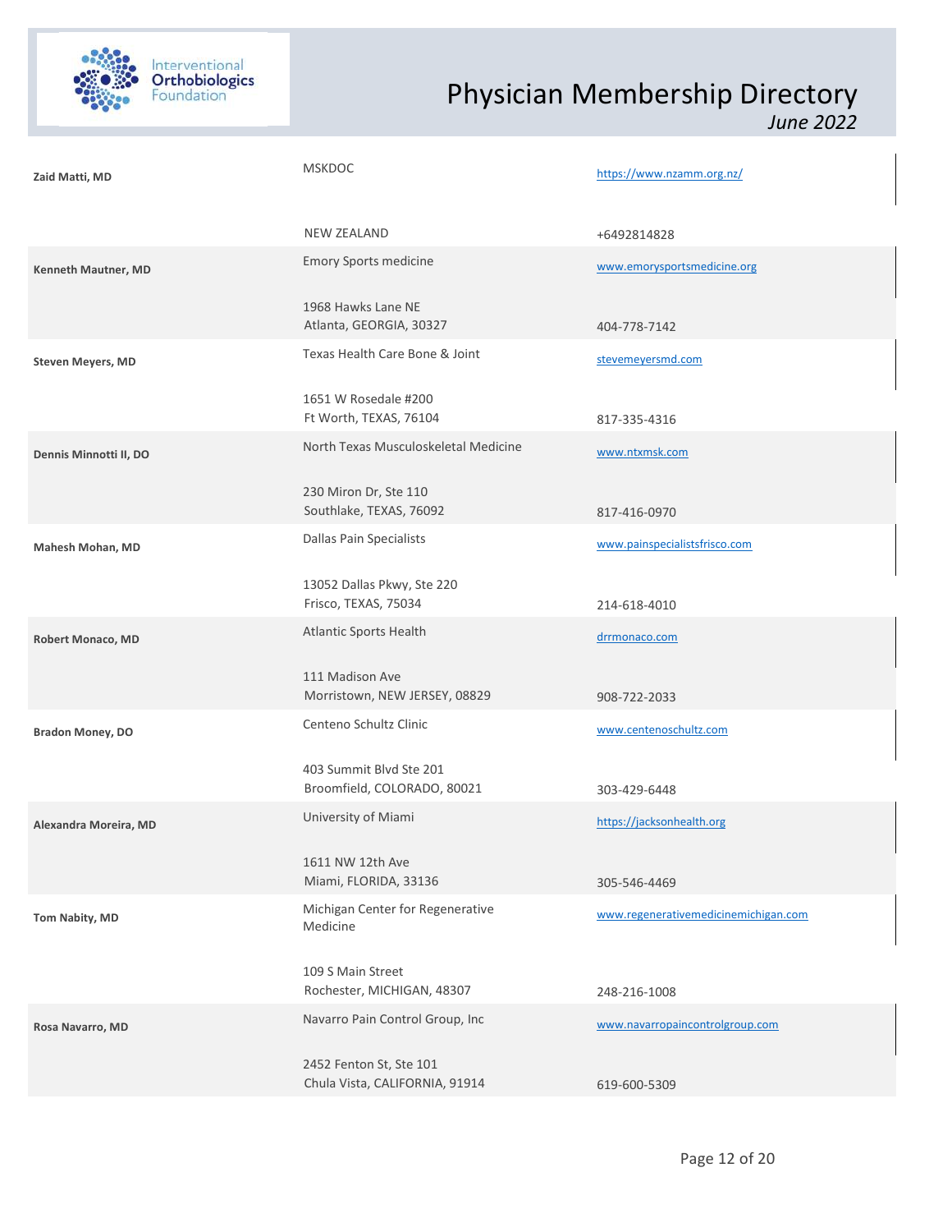| Name | Practice / Address | Website / Phone |
|---|---|---|
| **Zaid Matti, MD** | MSKDOC<br>NEW ZEALAND | https://www.nzamm.org.nz/<br>+6492814828 |
| **Kenneth Mautner, MD** | Emory Sports medicine<br>1968 Hawks Lane NE<br>Atlanta, GEORGIA, 30327 | www.emorysportsmedicine.org<br>404-778-7142 |
| **Steven Meyers, MD** | Texas Health Care Bone & Joint<br>1651 W Rosedale #200<br>Ft Worth, TEXAS, 76104 | stevemeyersmd.com<br>817-335-4316 |
| **Dennis Minnotti II, DO** | North Texas Musculoskeletal Medicine<br>230 Miron Dr, Ste 110<br>Southlake, TEXAS, 76092 | www.ntxmsk.com<br>817-416-0970 |
| **Mahesh Mohan, MD** | Dallas Pain Specialists<br>13052 Dallas Pkwy, Ste 220<br>Frisco, TEXAS, 75034 | www.painspecialistsfrisco.com<br>214-618-4010 |
| **Robert Monaco, MD** | Atlantic Sports Health<br>111 Madison Ave<br>Morristown, NEW JERSEY, 08829 | drrmonaco.com<br>908-722-2033 |
| **Bradon Money, DO** | Centeno Schultz Clinic<br>403 Summit Blvd Ste 201<br>Broomfield, COLORADO, 80021 | www.centenoschultz.com<br>303-429-6448 |
| **Alexandra Moreira, MD** | University of Miami<br>1611 NW 12th Ave<br>Miami, FLORIDA, 33136 | https://jacksonhealth.org<br>305-546-4469 |
| **Tom Nabity, MD** | Michigan Center for Regenerative Medicine<br>109 S Main Street<br>Rochester, MICHIGAN, 48307 | www.regenerativemedicinemichigan.com<br>248-216-1008 |
| **Rosa Navarro, MD** | Navarro Pain Control Group, Inc<br>2452 Fenton St, Ste 101<br>Chula Vista, CALIFORNIA, 91914 | www.navarropaincontrolgroup.com<br>619-600-5309 |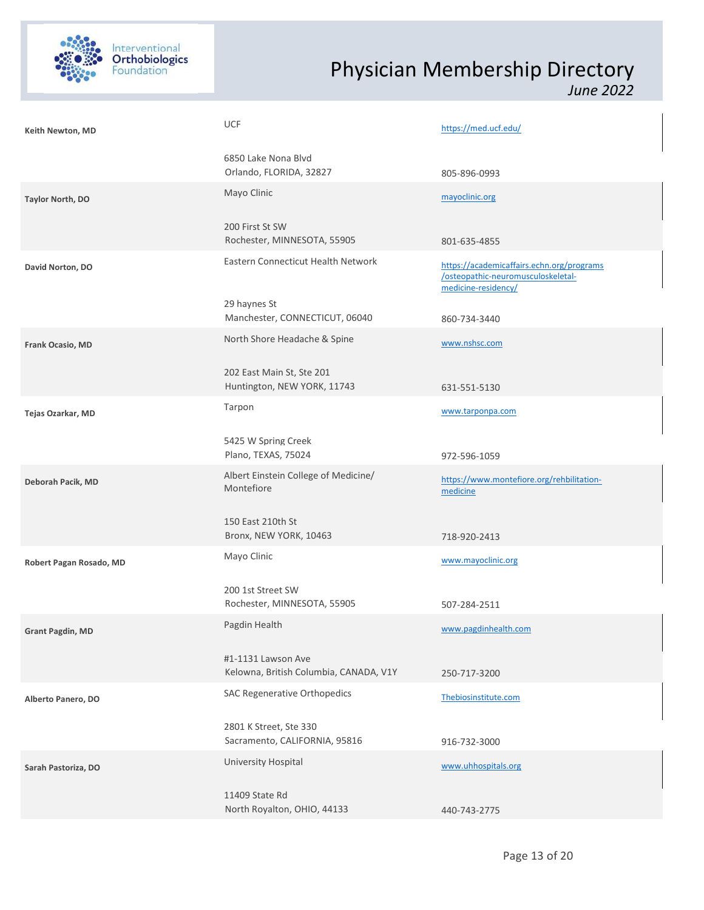| Name | Organization / Address | Website / Phone |
|---|---|---|
| **Keith Newton, MD** | UCF<br>6850 Lake Nona Blvd<br>Orlando, FLORIDA, 32827 | https://med.ucf.edu/<br>805-896-0993 |
| **Taylor North, DO** | Mayo Clinic<br>200 First St SW<br>Rochester, MINNESOTA, 55905 | mayoclinic.org<br>801-635-4855 |
| **David Norton, DO** | Eastern Connecticut Health Network<br>29 haynes St<br>Manchester, CONNECTICUT, 06040 | https://academicaffairs.echn.org/programs/osteopathic-neuromusculoskeletal-medicine-residency/<br>860-734-3440 |
| **Frank Ocasio, MD** | North Shore Headache & Spine<br>202 East Main St, Ste 201<br>Huntington, NEW YORK, 11743 | www.nshsc.com<br>631-551-5130 |
| **Tejas Ozarkar, MD** | Tarpon<br>5425 W Spring Creek<br>Plano, TEXAS, 75024 | www.tarponpa.com<br>972-596-1059 |
| **Deborah Pacik, MD** | Albert Einstein College of Medicine/ Montefiore<br>150 East 210th St<br>Bronx, NEW YORK, 10463 | https://www.montefiore.org/rehbilitation-medicine<br>718-920-2413 |
| **Robert Pagan Rosado, MD** | Mayo Clinic<br>200 1st Street SW<br>Rochester, MINNESOTA, 55905 | www.mayoclinic.org<br>507-284-2511 |
| **Grant Pagdin, MD** | Pagdin Health<br>#1-1131 Lawson Ave<br>Kelowna, British Columbia, CANADA, V1Y | www.pagdinhealth.com<br>250-717-3200 |
| **Alberto Panero, DO** | SAC Regenerative Orthopedics<br>2801 K Street, Ste 330<br>Sacramento, CALIFORNIA, 95816 | Thebiosinstitute.com<br>916-732-3000 |
| **Sarah Pastoriza, DO** | University Hospital<br>11409 State Rd<br>North Royalton, OHIO, 44133 | www.uhhospitals.org<br>440-743-2775 |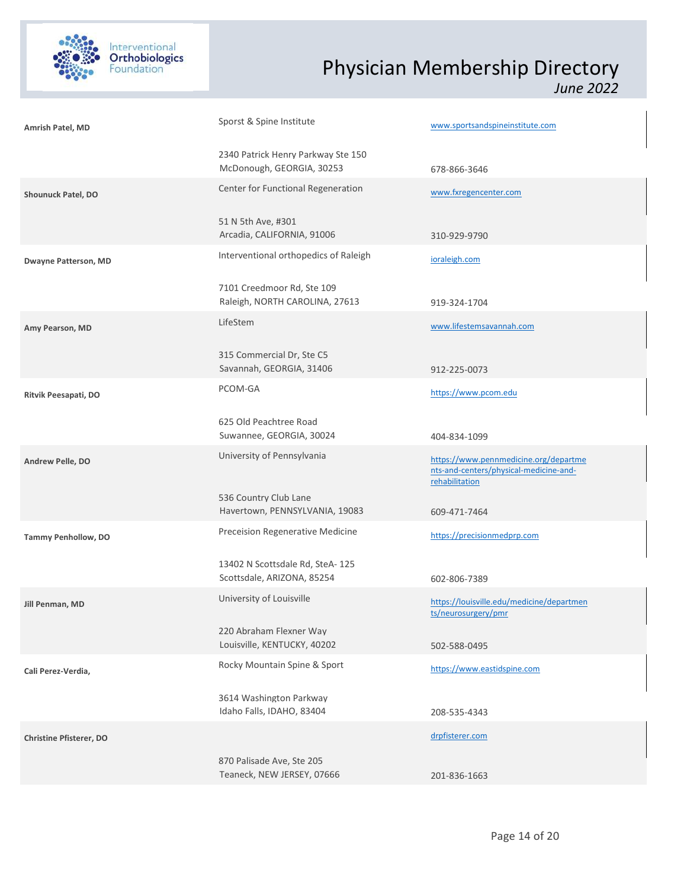# Physician Membership Directory

*June 2022*

| Name | Practice / Address | Website / Phone |
|---|---|---|
| **Amrish Patel, MD** | Sporst & Spine Institute<br>2340 Patrick Henry Parkway Ste 150<br>McDonough, GEORGIA, 30253 | www.sportsandspineinstitute.com<br>678-866-3646 |
| **Shounuck Patel, DO** | Center for Functional Regeneration<br>51 N 5th Ave, #301<br>Arcadia, CALIFORNIA, 91006 | www.fxregencenter.com<br>310-929-9790 |
| **Dwayne Patterson, MD** | Interventional orthopedics of Raleigh<br>7101 Creedmoor Rd, Ste 109<br>Raleigh, NORTH CAROLINA, 27613 | ioraleigh.com<br>919-324-1704 |
| **Amy Pearson, MD** | LifeStem<br>315 Commercial Dr, Ste C5<br>Savannah, GEORGIA, 31406 | www.lifestemsavannah.com<br>912-225-0073 |
| **Ritvik Peesapati, DO** | PCOM-GA<br>625 Old Peachtree Road<br>Suwannee, GEORGIA, 30024 | https://www.pcom.edu<br>404-834-1099 |
| **Andrew Pelle, DO** | University of Pennsylvania<br>536 Country Club Lane<br>Havertown, PENNSYLVANIA, 19083 | https://www.pennmedicine.org/departments-and-centers/physical-medicine-and-rehabilitation<br>609-471-7464 |
| **Tammy Penhollow, DO** | Preceision Regenerative Medicine<br>13402 N Scottsdale Rd, SteA- 125<br>Scottsdale, ARIZONA, 85254 | https://precisionmedprp.com<br>602-806-7389 |
| **Jill Penman, MD** | University of Louisville<br>220 Abraham Flexner Way<br>Louisville, KENTUCKY, 40202 | https://louisville.edu/medicine/departments/neurosurgery/pmr<br>502-588-0495 |
| **Cali Perez-Verdia,** | Rocky Mountain Spine & Sport<br>3614 Washington Parkway<br>Idaho Falls, IDAHO, 83404 | https://www.eastidspine.com<br>208-535-4343 |
| **Christine Pfisterer, DO** | 870 Palisade Ave, Ste 205<br>Teaneck, NEW JERSEY, 07666 | drpfisterer.com<br>201-836-1663 |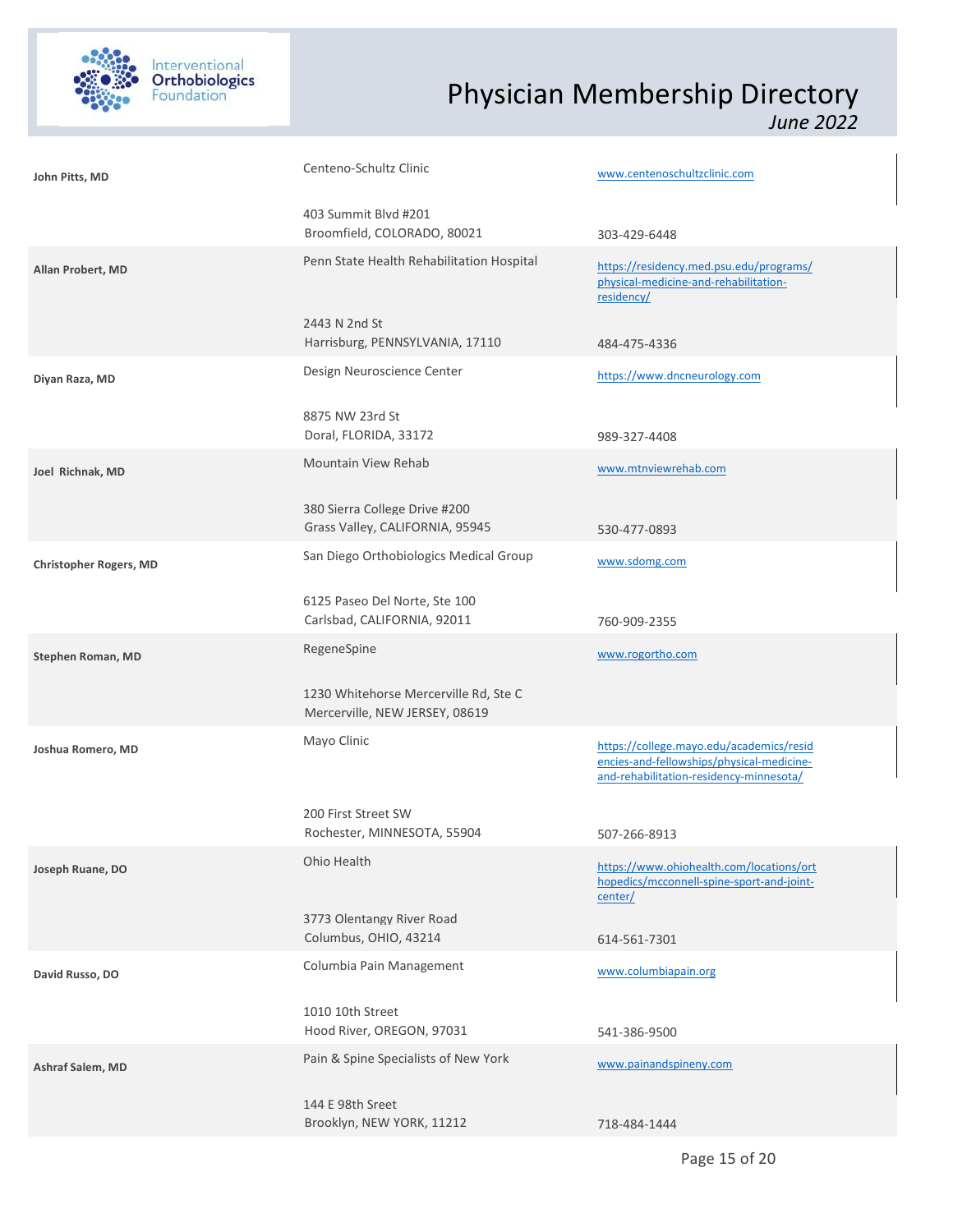| Physician | Practice / Address | Website / Phone |
| --- | --- | --- |
| **John Pitts, MD** | Centeno-Schultz Clinic<br>403 Summit Blvd #201<br>Broomfield, COLORADO, 80021 | www.centenoschultzclinic.com<br>303-429-6448 |
| **Allan Probert, MD** | Penn State Health Rehabilitation Hospital<br>2443 N 2nd St<br>Harrisburg, PENNSYLVANIA, 17110 | https://residency.med.psu.edu/programs/physical-medicine-and-rehabilitation-residency/<br>484-475-4336 |
| **Diyan Raza, MD** | Design Neuroscience Center<br>8875 NW 23rd St<br>Doral, FLORIDA, 33172 | https://www.dncneurology.com<br>989-327-4408 |
| **Joel Richnak, MD** | Mountain View Rehab<br>380 Sierra College Drive #200<br>Grass Valley, CALIFORNIA, 95945 | www.mtnviewrehab.com<br>530-477-0893 |
| **Christopher Rogers, MD** | San Diego Orthobiologics Medical Group<br>6125 Paseo Del Norte, Ste 100<br>Carlsbad, CALIFORNIA, 92011 | www.sdomg.com<br>760-909-2355 |
| **Stephen Roman, MD** | RegeneSpine<br>1230 Whitehorse Mercerville Rd, Ste C<br>Mercerville, NEW JERSEY, 08619 | www.rogortho.com |
| **Joshua Romero, MD** | Mayo Clinic<br>200 First Street SW<br>Rochester, MINNESOTA, 55904 | https://college.mayo.edu/academics/residencies-and-fellowships/physical-medicine-and-rehabilitation-residency-minnesota/<br>507-266-8913 |
| **Joseph Ruane, DO** | Ohio Health<br>3773 Olentangy River Road<br>Columbus, OHIO, 43214 | https://www.ohiohealth.com/locations/orthopedics/mcconnell-spine-sport-and-joint-center/<br>614-561-7301 |
| **David Russo, DO** | Columbia Pain Management<br>1010 10th Street<br>Hood River, OREGON, 97031 | www.columbiapain.org<br>541-386-9500 |
| **Ashraf Salem, MD** | Pain & Spine Specialists of New York<br>144 E 98th Sreet<br>Brooklyn, NEW YORK, 11212 | www.painandspineny.com<br>718-484-1444 |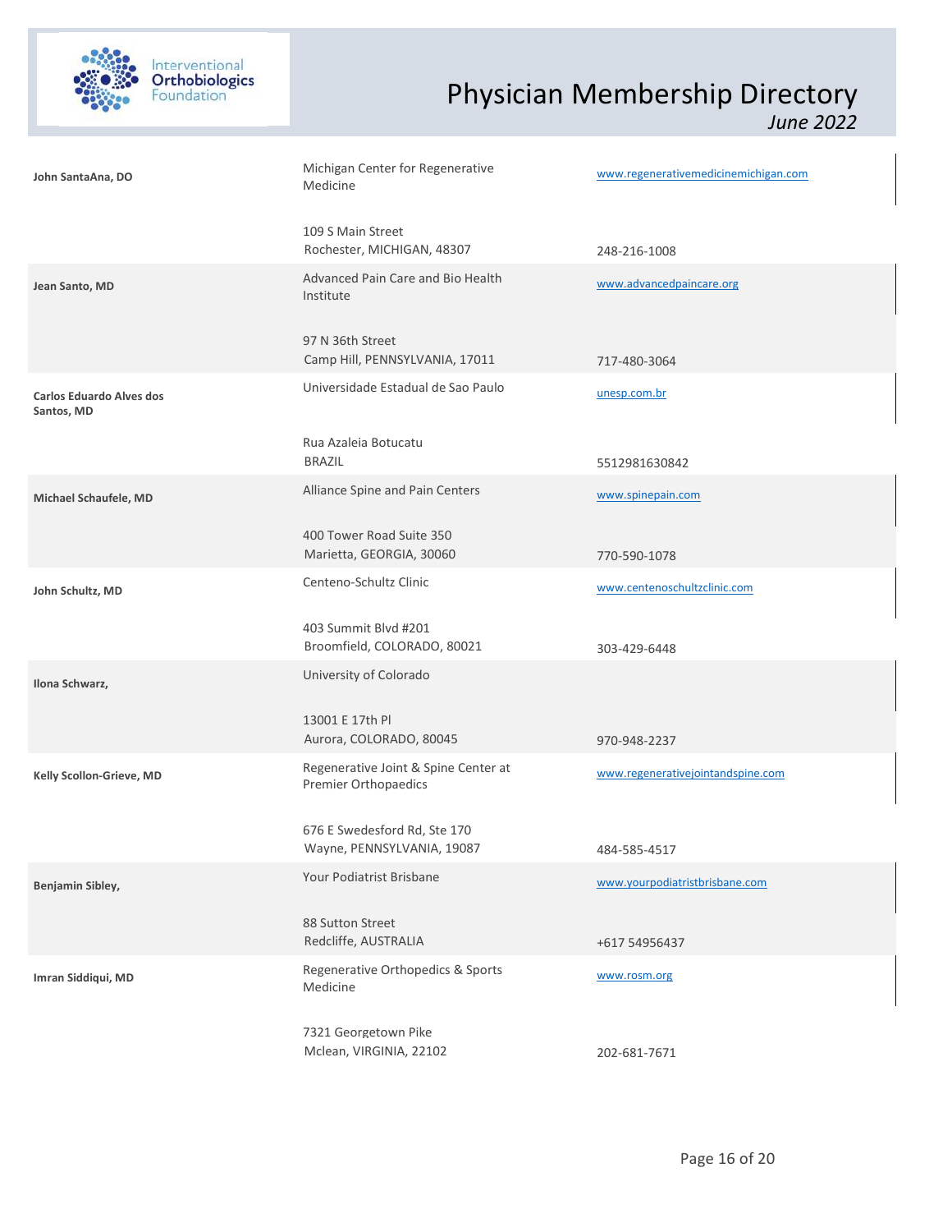| Name | Practice / Address | Website / Phone |
| --- | --- | --- |
| **John SantaAna, DO** | Michigan Center for Regenerative Medicine<br>109 S Main Street<br>Rochester, MICHIGAN, 48307 | www.regenerativemedicinemichigan.com<br>248-216-1008 |
| **Jean Santo, MD** | Advanced Pain Care and Bio Health Institute<br>97 N 36th Street<br>Camp Hill, PENNSYLVANIA, 17011 | www.advancedpaincare.org<br>717-480-3064 |
| **Carlos Eduardo Alves dos Santos, MD** | Universidade Estadual de Sao Paulo<br>Rua Azaleia Botucatu<br>BRAZIL | unesp.com.br<br>5512981630842 |
| **Michael Schaufele, MD** | Alliance Spine and Pain Centers<br>400 Tower Road Suite 350<br>Marietta, GEORGIA, 30060 | www.spinepain.com<br>770-590-1078 |
| **John Schultz, MD** | Centeno-Schultz Clinic<br>403 Summit Blvd #201<br>Broomfield, COLORADO, 80021 | www.centenoschultzclinic.com<br>303-429-6448 |
| **Ilona Schwarz,** | University of Colorado<br>13001 E 17th Pl<br>Aurora, COLORADO, 80045 | 970-948-2237 |
| **Kelly Scollon-Grieve, MD** | Regenerative Joint & Spine Center at Premier Orthopaedics<br>676 E Swedesford Rd, Ste 170<br>Wayne, PENNSYLVANIA, 19087 | www.regenerativejointandspine.com<br>484-585-4517 |
| **Benjamin Sibley,** | Your Podiatrist Brisbane<br>88 Sutton Street<br>Redcliffe, AUSTRALIA | www.yourpodiatristbrisbane.com<br>+617 54956437 |
| **Imran Siddiqui, MD** | Regenerative Orthopedics & Sports Medicine<br>7321 Georgetown Pike<br>Mclean, VIRGINIA, 22102 | www.rosm.org<br>202-681-7671 |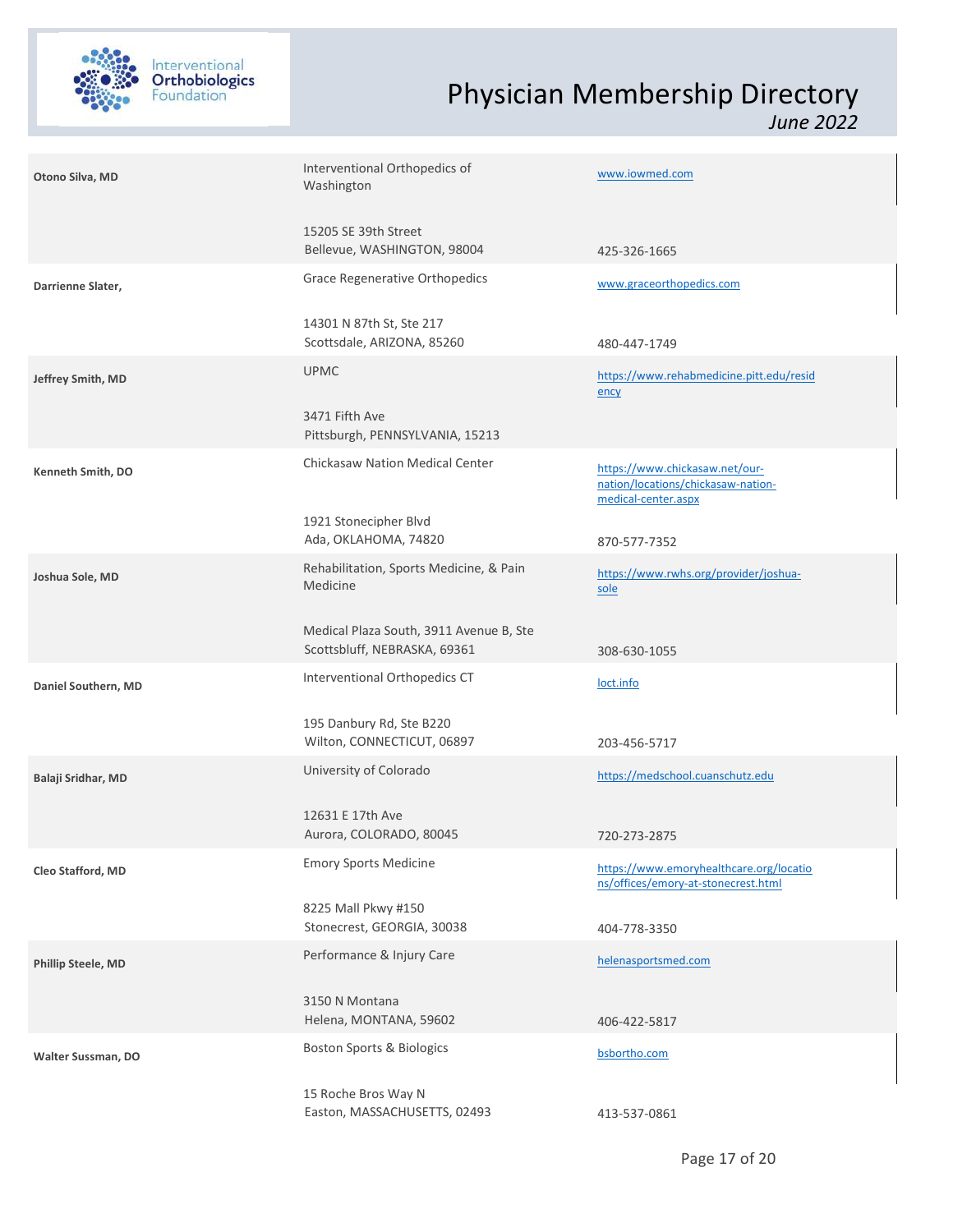# Physician Membership Directory

*June 2022*

| Name | Practice / Address | Website / Phone |
|---|---|---|
| **Otono Silva, MD** | Interventional Orthopedics of Washington<br>15205 SE 39th Street<br>Bellevue, WASHINGTON, 98004 | www.iowmed.com<br>425-326-1665 |
| **Darrienne Slater,** | Grace Regenerative Orthopedics<br>14301 N 87th St, Ste 217<br>Scottsdale, ARIZONA, 85260 | www.graceorthopedics.com<br>480-447-1749 |
| **Jeffrey Smith, MD** | UPMC<br>3471 Fifth Ave<br>Pittsburgh, PENNSYLVANIA, 15213 | https://www.rehabmedicine.pitt.edu/residency |
| **Kenneth Smith, DO** | Chickasaw Nation Medical Center<br>1921 Stonecipher Blvd<br>Ada, OKLAHOMA, 74820 | https://www.chickasaw.net/our-nation/locations/chickasaw-nation-medical-center.aspx<br>870-577-7352 |
| **Joshua Sole, MD** | Rehabilitation, Sports Medicine, & Pain Medicine<br>Medical Plaza South, 3911 Avenue B, Ste<br>Scottsbluff, NEBRASKA, 69361 | https://www.rwhs.org/provider/joshua-sole<br>308-630-1055 |
| **Daniel Southern, MD** | Interventional Orthopedics CT<br>195 Danbury Rd, Ste B220<br>Wilton, CONNECTICUT, 06897 | Ioct.info<br>203-456-5717 |
| **Balaji Sridhar, MD** | University of Colorado<br>12631 E 17th Ave<br>Aurora, COLORADO, 80045 | https://medschool.cuanschutz.edu<br>720-273-2875 |
| **Cleo Stafford, MD** | Emory Sports Medicine<br>8225 Mall Pkwy #150<br>Stonecrest, GEORGIA, 30038 | https://www.emoryhealthcare.org/locations/offices/emory-at-stonecrest.html<br>404-778-3350 |
| **Phillip Steele, MD** | Performance & Injury Care<br>3150 N Montana<br>Helena, MONTANA, 59602 | helenasportsmed.com<br>406-422-5817 |
| **Walter Sussman, DO** | Boston Sports & Biologics<br>15 Roche Bros Way N<br>Easton, MASSACHUSETTS, 02493 | bsbortho.com<br>413-537-0861 |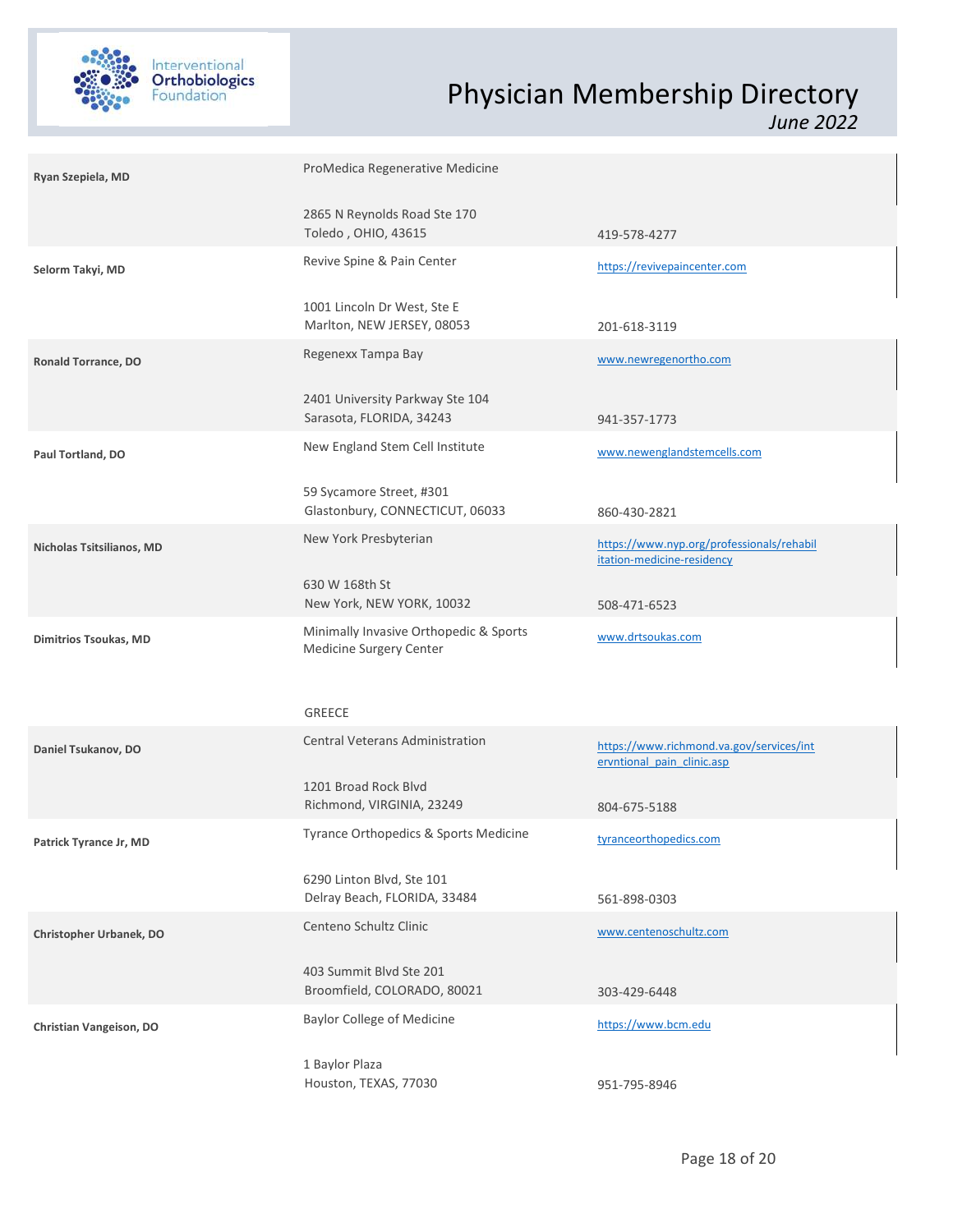# Physician Membership Directory

*June 2022*

| Name | Practice / Address | Website / Phone |
|---|---|---|
| **Ryan Szepiela, MD** | ProMedica Regenerative Medicine<br>2865 N Reynolds Road Ste 170<br>Toledo , OHIO, 43615 | 419-578-4277 |
| **Selorm Takyi, MD** | Revive Spine & Pain Center<br>1001 Lincoln Dr West, Ste E<br>Marlton, NEW JERSEY, 08053 | https://revivepaincenter.com<br>201-618-3119 |
| **Ronald Torrance, DO** | Regenexx Tampa Bay<br>2401 University Parkway Ste 104<br>Sarasota, FLORIDA, 34243 | www.newregenortho.com<br>941-357-1773 |
| **Paul Tortland, DO** | New England Stem Cell Institute<br>59 Sycamore Street, #301<br>Glastonbury, CONNECTICUT, 06033 | www.newenglandstemcells.com<br>860-430-2821 |
| **Nicholas Tsitsilianos, MD** | New York Presbyterian<br>630 W 168th St<br>New York, NEW YORK, 10032 | https://www.nyp.org/professionals/rehabilitation-medicine-residency<br>508-471-6523 |
| **Dimitrios Tsoukas, MD** | Minimally Invasive Orthopedic & Sports Medicine Surgery Center<br>GREECE | www.drtsoukas.com |
| **Daniel Tsukanov, DO** | Central Veterans Administration<br>1201 Broad Rock Blvd<br>Richmond, VIRGINIA, 23249 | https://www.richmond.va.gov/services/intervntional_pain_clinic.asp<br>804-675-5188 |
| **Patrick Tyrance Jr, MD** | Tyrance Orthopedics & Sports Medicine<br>6290 Linton Blvd, Ste 101<br>Delray Beach, FLORIDA, 33484 | tyranceorthopedics.com<br>561-898-0303 |
| **Christopher Urbanek, DO** | Centeno Schultz Clinic<br>403 Summit Blvd Ste 201<br>Broomfield, COLORADO, 80021 | www.centenoschultz.com<br>303-429-6448 |
| **Christian Vangeison, DO** | Baylor College of Medicine<br>1 Baylor Plaza<br>Houston, TEXAS, 77030 | https://www.bcm.edu<br>951-795-8946 |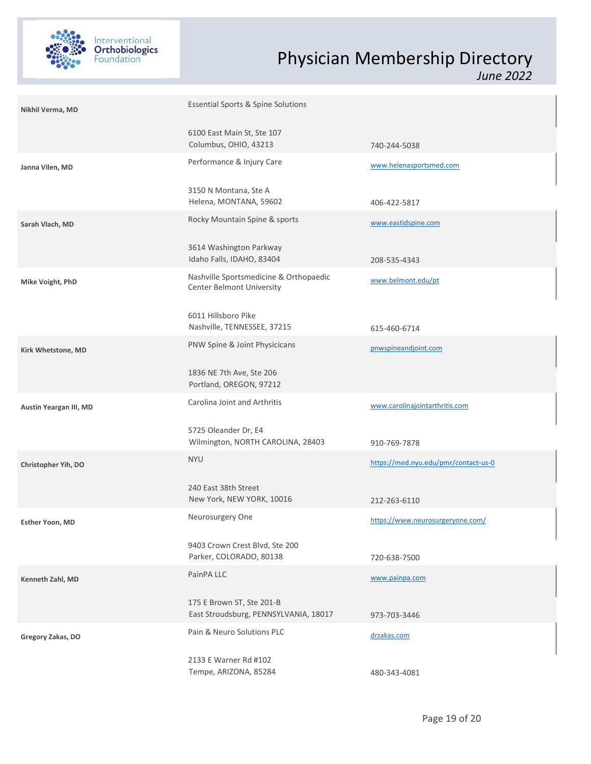| Name | Practice / Address | Website / Phone |
|---|---|---|
| **Nikhil Verma, MD** | Essential Sports & Spine Solutions<br><br>6100 East Main St, Ste 107<br>Columbus, OHIO, 43213 | 740-244-5038 |
| **Janna Vilen, MD** | Performance & Injury Care<br><br>3150 N Montana, Ste A<br>Helena, MONTANA, 59602 | www.helenasportsmed.com<br><br>406-422-5817 |
| **Sarah Vlach, MD** | Rocky Mountain Spine & sports<br><br>3614 Washington Parkway<br>Idaho Falls, IDAHO, 83404 | www.eastidspine.com<br><br>208-535-4343 |
| **Mike Voight, PhD** | Nashville Sportsmedicine & Orthopaedic Center Belmont University<br><br>6011 Hillsboro Pike<br>Nashville, TENNESSEE, 37215 | www.belmont.edu/pt<br><br>615-460-6714 |
| **Kirk Whetstone, MD** | PNW Spine & Joint Physicans<br><br>1836 NE 7th Ave, Ste 206<br>Portland, OREGON, 97212 | pnwspineandjoint.com |
| **Austin Yeargan III, MD** | Carolina Joint and Arthritis<br><br>5725 Oleander Dr, E4<br>Wilmington, NORTH CAROLINA, 28403 | www.carolinajointarthritis.com<br><br>910-769-7878 |
| **Christopher Yih, DO** | NYU<br><br>240 East 38th Street<br>New York, NEW YORK, 10016 | https://med.nyu.edu/pmr/contact-us-0<br><br>212-263-6110 |
| **Esther Yoon, MD** | Neurosurgery One<br><br>9403 Crown Crest Blvd, Ste 200<br>Parker, COLORADO, 80138 | https://www.neurosurgeryone.com/<br><br>720-638-7500 |
| **Kenneth Zahl, MD** | PainPA LLC<br><br>175 E Brown ST, Ste 201-B<br>East Stroudsburg, PENNSYLVANIA, 18017 | www.painpa.com<br><br>973-703-3446 |
| **Gregory Zakas, DO** | Pain & Neuro Solutions PLC<br><br>2133 E Warner Rd #102<br>Tempe, ARIZONA, 85284 | drzakas.com<br><br>480-343-4081 |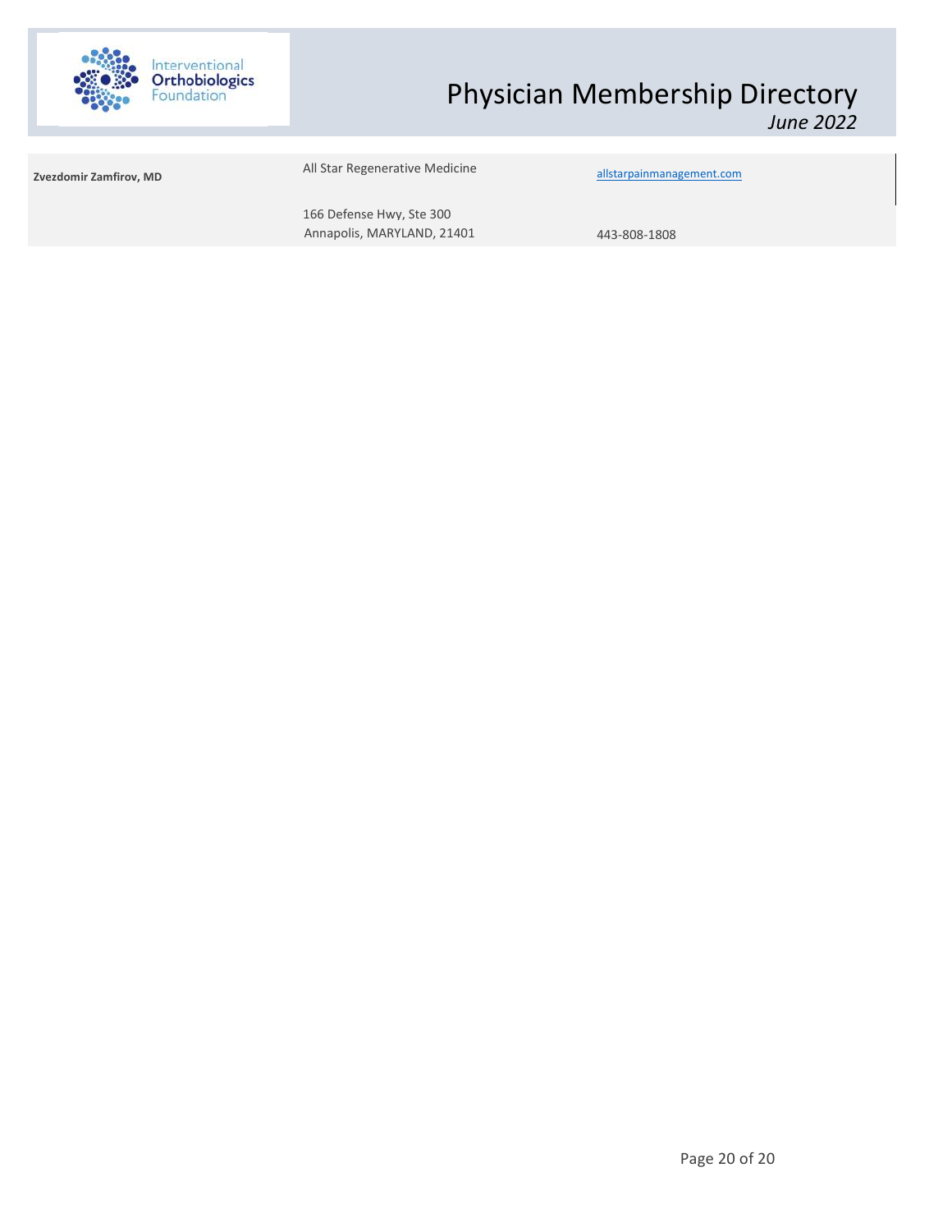| | | |
|---|---|---|
| **Zvezdomir Zamfirov, MD** | All Star Regenerative Medicine<br><br>166 Defense Hwy, Ste 300<br>Annapolis, MARYLAND, 21401 | allstarpainmanagement.com<br><br>443-808-1808 |